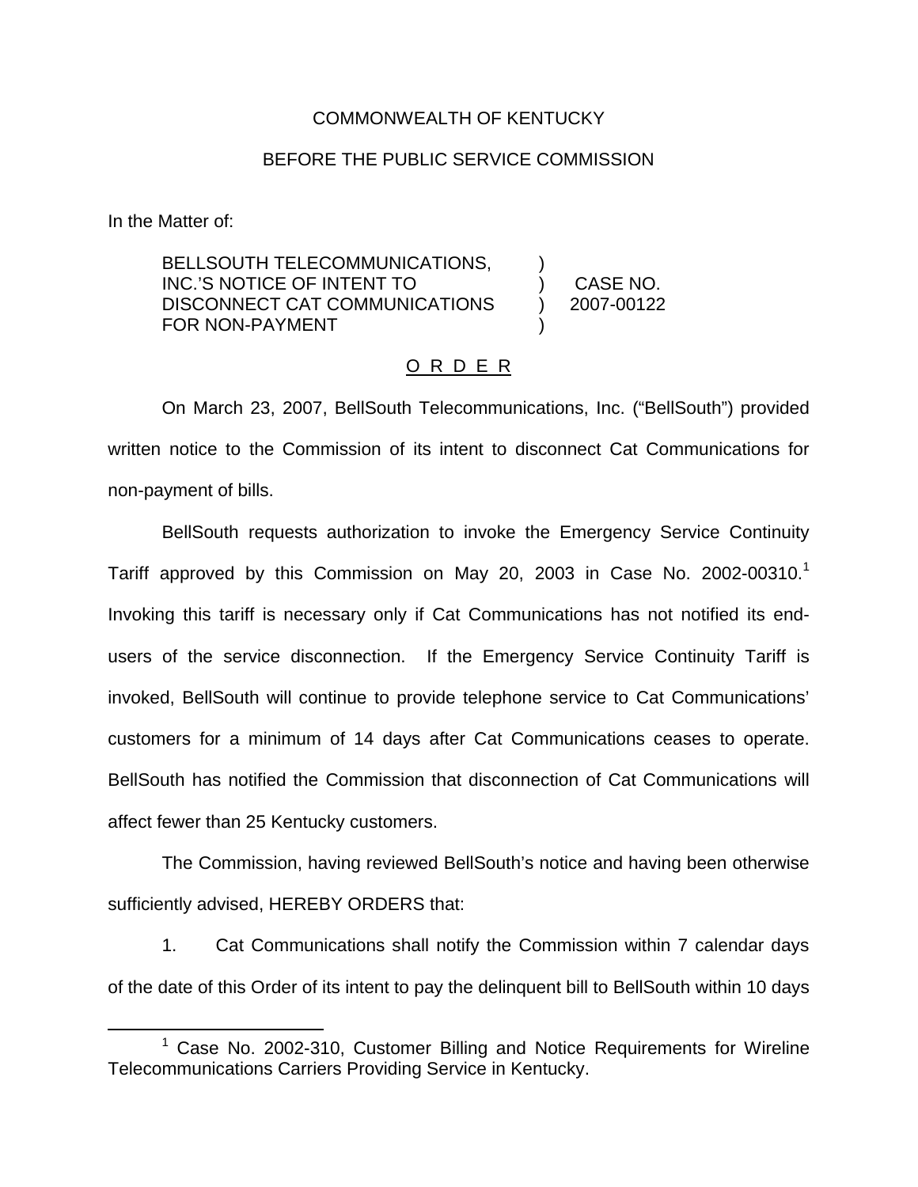COMMONWEALTH OF KENTUCKY

BEFORE THE PUBLIC SERVICE COMMISSION

In the Matter of:

| | | |
|---|---|---|
| BELLSOUTH TELECOMMUNICATIONS, INC.'S NOTICE OF INTENT TO DISCONNECT CAT COMMUNICATIONS FOR NON-PAYMENT | ) ) ) ) | CASE NO. 2007-00122 |

O R D E R

On March 23, 2007, BellSouth Telecommunications, Inc. ("BellSouth") provided written notice to the Commission of its intent to disconnect Cat Communications for non-payment of bills.

BellSouth requests authorization to invoke the Emergency Service Continuity Tariff approved by this Commission on May 20, 2003 in Case No. 2002-00310.[1] Invoking this tariff is necessary only if Cat Communications has not notified its end-users of the service disconnection. If the Emergency Service Continuity Tariff is invoked, BellSouth will continue to provide telephone service to Cat Communications' customers for a minimum of 14 days after Cat Communications ceases to operate. BellSouth has notified the Commission that disconnection of Cat Communications will affect fewer than 25 Kentucky customers.

The Commission, having reviewed BellSouth's notice and having been otherwise sufficiently advised, HEREBY ORDERS that:

1. Cat Communications shall notify the Commission within 7 calendar days of the date of this Order of its intent to pay the delinquent bill to BellSouth within 10 days

[1] Case No. 2002-310, Customer Billing and Notice Requirements for Wireline Telecommunications Carriers Providing Service in Kentucky.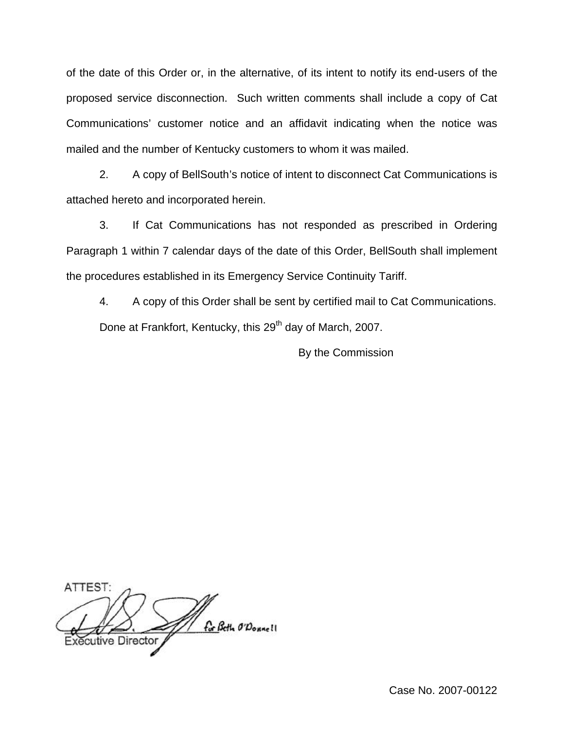of the date of this Order or, in the alternative, of its intent to notify its end-users of the proposed service disconnection. Such written comments shall include a copy of Cat Communications' customer notice and an affidavit indicating when the notice was mailed and the number of Kentucky customers to whom it was mailed.

2. A copy of BellSouth's notice of intent to disconnect Cat Communications is attached hereto and incorporated herein.

3. If Cat Communications has not responded as prescribed in Ordering Paragraph 1 within 7 calendar days of the date of this Order, BellSouth shall implement the procedures established in its Emergency Service Continuity Tariff.

4. A copy of this Order shall be sent by certified mail to Cat Communications.

Done at Frankfort, Kentucky, this 29th day of March, 2007.

By the Commission

ATTEST:

for Beth O'Donnell
Executive Director

Case No. 2007-00122